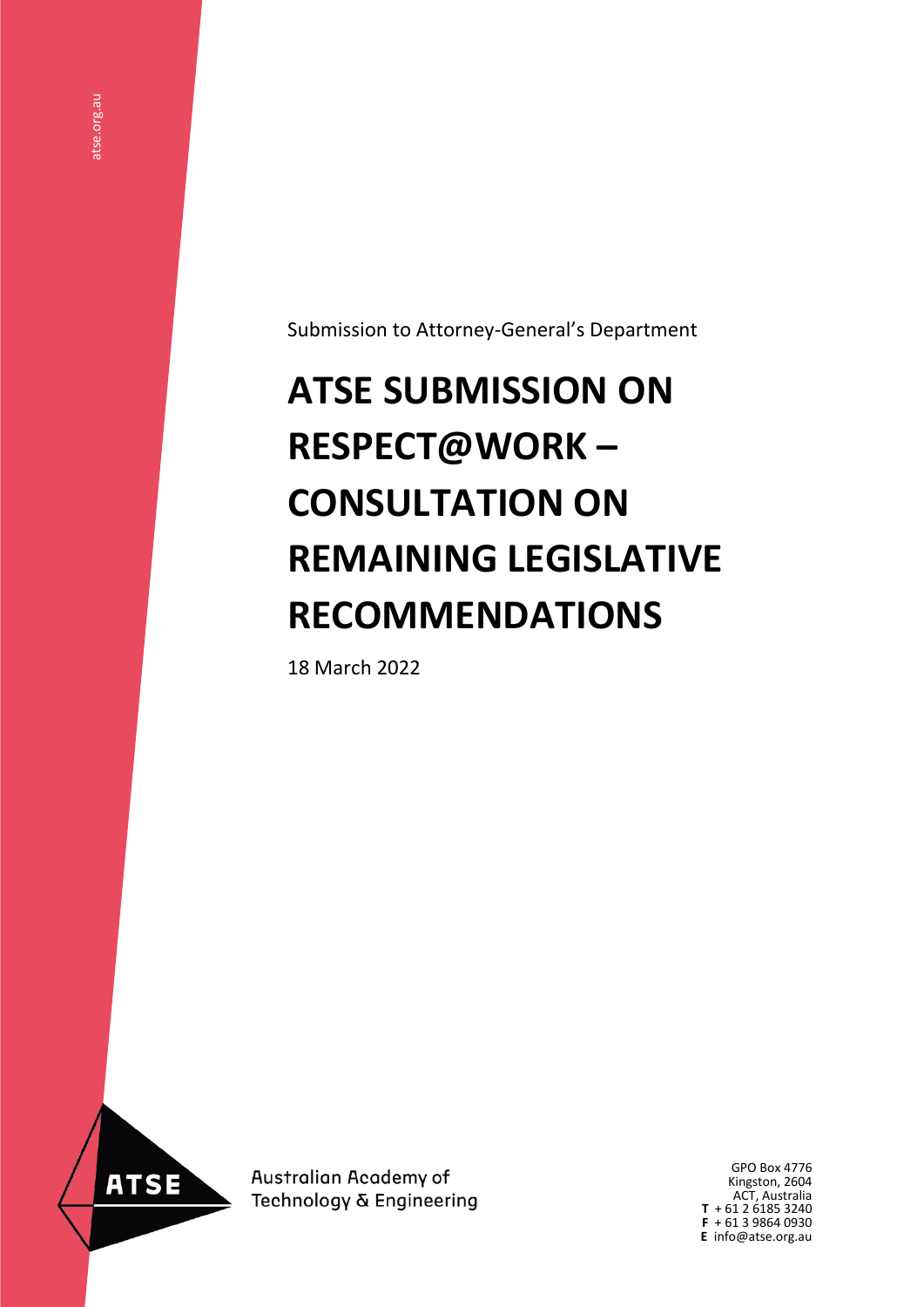Submission to Attorney-General's Department

# ATSE SUBMISSION ON RESPECT@WORK – CONSULTATION ON REMAINING LEGISLATIVE RECOMMENDATIONS

18 March 2022

Australian Academy of Technology & Engineering

GPO Box 4776
Kingston, 2604
ACT, Australia
**T** + 61 2 6185 3240
**F** + 61 3 9864 0930
**E** info@atse.org.au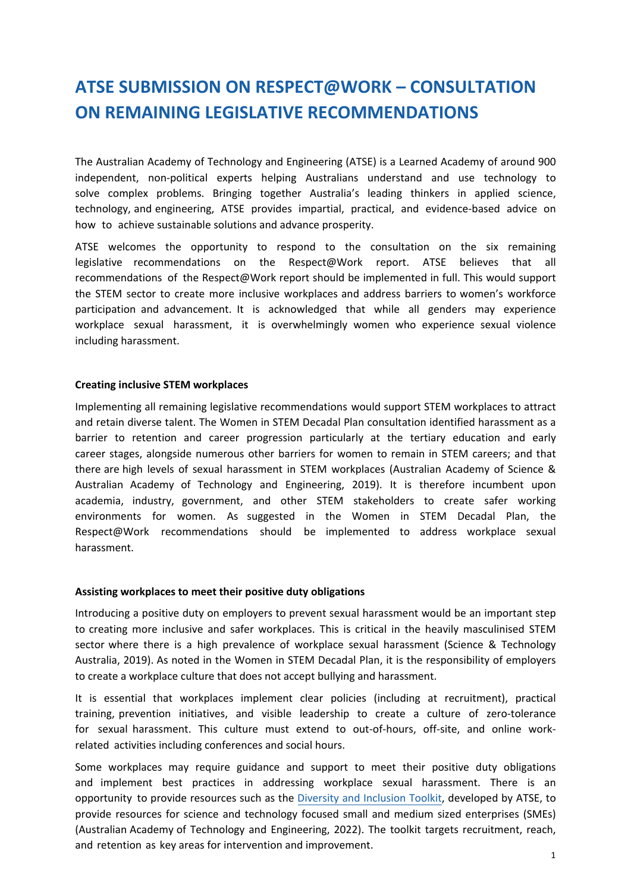# ATSE SUBMISSION ON RESPECT@WORK – CONSULTATION ON REMAINING LEGISLATIVE RECOMMENDATIONS

The Australian Academy of Technology and Engineering (ATSE) is a Learned Academy of around 900 independent, non-political experts helping Australians understand and use technology to solve complex problems. Bringing together Australia's leading thinkers in applied science, technology, and engineering, ATSE provides impartial, practical, and evidence-based advice on how to achieve sustainable solutions and advance prosperity.

ATSE welcomes the opportunity to respond to the consultation on the six remaining legislative recommendations on the Respect@Work report. ATSE believes that all recommendations of the Respect@Work report should be implemented in full. This would support the STEM sector to create more inclusive workplaces and address barriers to women's workforce participation and advancement. It is acknowledged that while all genders may experience workplace sexual harassment, it is overwhelmingly women who experience sexual violence including harassment.

**Creating inclusive STEM workplaces**

Implementing all remaining legislative recommendations would support STEM workplaces to attract and retain diverse talent. The Women in STEM Decadal Plan consultation identified harassment as a barrier to retention and career progression particularly at the tertiary education and early career stages, alongside numerous other barriers for women to remain in STEM careers; and that there are high levels of sexual harassment in STEM workplaces (Australian Academy of Science & Australian Academy of Technology and Engineering, 2019). It is therefore incumbent upon academia, industry, government, and other STEM stakeholders to create safer working environments for women. As suggested in the Women in STEM Decadal Plan, the Respect@Work recommendations should be implemented to address workplace sexual harassment.

**Assisting workplaces to meet their positive duty obligations**

Introducing a positive duty on employers to prevent sexual harassment would be an important step to creating more inclusive and safer workplaces. This is critical in the heavily masculinised STEM sector where there is a high prevalence of workplace sexual harassment (Science & Technology Australia, 2019). As noted in the Women in STEM Decadal Plan, it is the responsibility of employers to create a workplace culture that does not accept bullying and harassment.

It is essential that workplaces implement clear policies (including at recruitment), practical training, prevention initiatives, and visible leadership to create a culture of zero-tolerance for sexual harassment. This culture must extend to out-of-hours, off-site, and online work-related activities including conferences and social hours.

Some workplaces may require guidance and support to meet their positive duty obligations and implement best practices in addressing workplace sexual harassment. There is an opportunity to provide resources such as the Diversity and Inclusion Toolkit, developed by ATSE, to provide resources for science and technology focused small and medium sized enterprises (SMEs) (Australian Academy of Technology and Engineering, 2022). The toolkit targets recruitment, reach, and retention as key areas for intervention and improvement.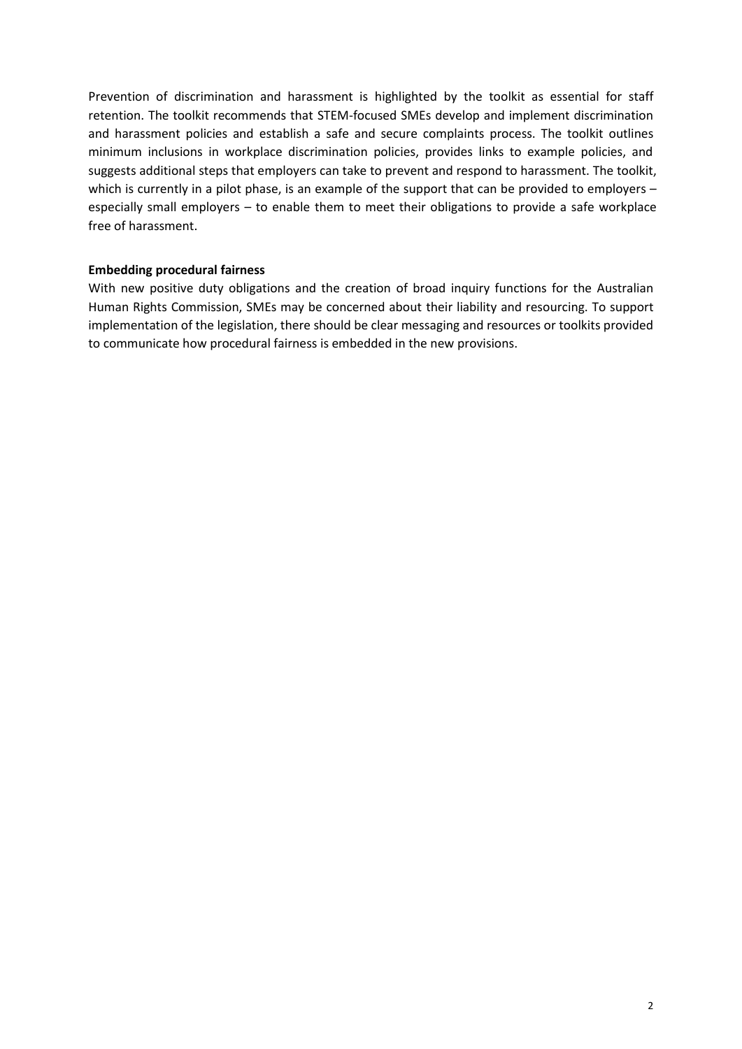Prevention of discrimination and harassment is highlighted by the toolkit as essential for staff retention. The toolkit recommends that STEM-focused SMEs develop and implement discrimination and harassment policies and establish a safe and secure complaints process. The toolkit outlines minimum inclusions in workplace discrimination policies, provides links to example policies, and suggests additional steps that employers can take to prevent and respond to harassment. The toolkit, which is currently in a pilot phase, is an example of the support that can be provided to employers – especially small employers – to enable them to meet their obligations to provide a safe workplace free of harassment.

**Embedding procedural fairness**

With new positive duty obligations and the creation of broad inquiry functions for the Australian Human Rights Commission, SMEs may be concerned about their liability and resourcing. To support implementation of the legislation, there should be clear messaging and resources or toolkits provided to communicate how procedural fairness is embedded in the new provisions.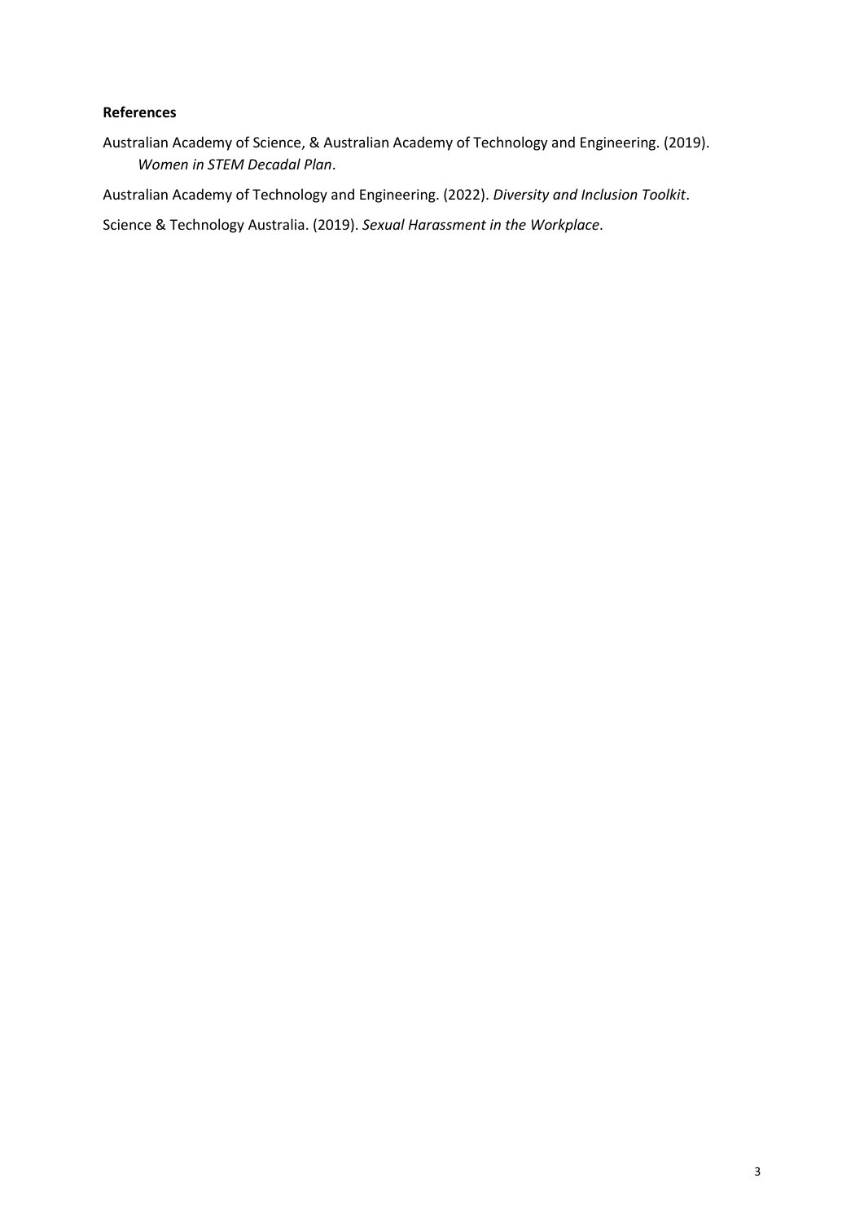**References**

Australian Academy of Science, & Australian Academy of Technology and Engineering. (2019). *Women in STEM Decadal Plan*.

Australian Academy of Technology and Engineering. (2022). *Diversity and Inclusion Toolkit*.

Science & Technology Australia. (2019). *Sexual Harassment in the Workplace*.